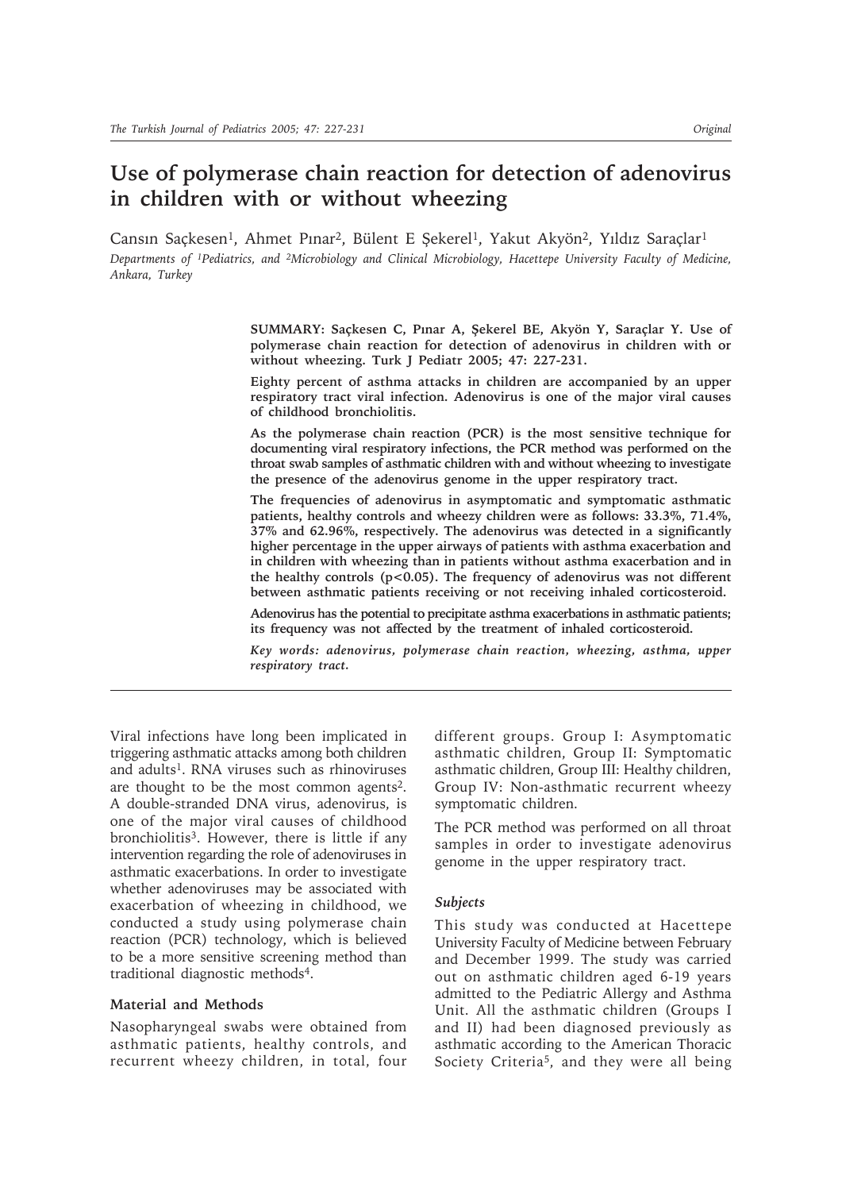# Use of polymerase chain reaction for detection of adenovirus in children with or without wheezing

Cansın Saçkesen[1], Ahmet Pınar[2], Bülent E Şekerel[1], Yakut Akyön[2], Yıldız Saraçlar[1]

*Departments of [1]Pediatrics, and [2]Microbiology and Clinical Microbiology, Hacettepe University Faculty of Medicine, Ankara, Turkey*

**SUMMARY: Saçkesen C, Pınar A, Şekerel BE, Akyön Y, Saraçlar Y. Use of polymerase chain reaction for detection of adenovirus in children with or without wheezing. Turk J Pediatr 2005; 47: 227-231.**

**Eighty percent of asthma attacks in children are accompanied by an upper respiratory tract viral infection. Adenovirus is one of the major viral causes of childhood bronchiolitis.**

**As the polymerase chain reaction (PCR) is the most sensitive technique for documenting viral respiratory infections, the PCR method was performed on the throat swab samples of asthmatic children with and without wheezing to investigate the presence of the adenovirus genome in the upper respiratory tract.**

**The frequencies of adenovirus in asymptomatic and symptomatic asthmatic patients, healthy controls and wheezy children were as follows: 33.3%, 71.4%, 37% and 62.96%, respectively. The adenovirus was detected in a significantly higher percentage in the upper airways of patients with asthma exacerbation and in children with wheezing than in patients without asthma exacerbation and in the healthy controls ($p<0.05$). The frequency of adenovirus was not different between asthmatic patients receiving or not receiving inhaled corticosteroid.**

**Adenovirus has the potential to precipitate asthma exacerbations in asthmatic patients; its frequency was not affected by the treatment of inhaled corticosteroid.**

***Key words: adenovirus, polymerase chain reaction, wheezing, asthma, upper respiratory tract.***

Viral infections have long been implicated in triggering asthmatic attacks among both children and adults[1]. RNA viruses such as rhinoviruses are thought to be the most common agents[2]. A double-stranded DNA virus, adenovirus, is one of the major viral causes of childhood bronchiolitis[3]. However, there is little if any intervention regarding the role of adenoviruses in asthmatic exacerbations. In order to investigate whether adenoviruses may be associated with exacerbation of wheezing in childhood, we conducted a study using polymerase chain reaction (PCR) technology, which is believed to be a more sensitive screening method than traditional diagnostic methods[4].

## Material and Methods

Nasopharyngeal swabs were obtained from asthmatic patients, healthy controls, and recurrent wheezy children, in total, four different groups. Group I: Asymptomatic asthmatic children, Group II: Symptomatic asthmatic children, Group III: Healthy children, Group IV: Non-asthmatic recurrent wheezy symptomatic children.

The PCR method was performed on all throat samples in order to investigate adenovirus genome in the upper respiratory tract.

### *Subjects*

This study was conducted at Hacettepe University Faculty of Medicine between February and December 1999. The study was carried out on asthmatic children aged 6-19 years admitted to the Pediatric Allergy and Asthma Unit. All the asthmatic children (Groups I and II) had been diagnosed previously as asthmatic according to the American Thoracic Society Criteria[5], and they were all being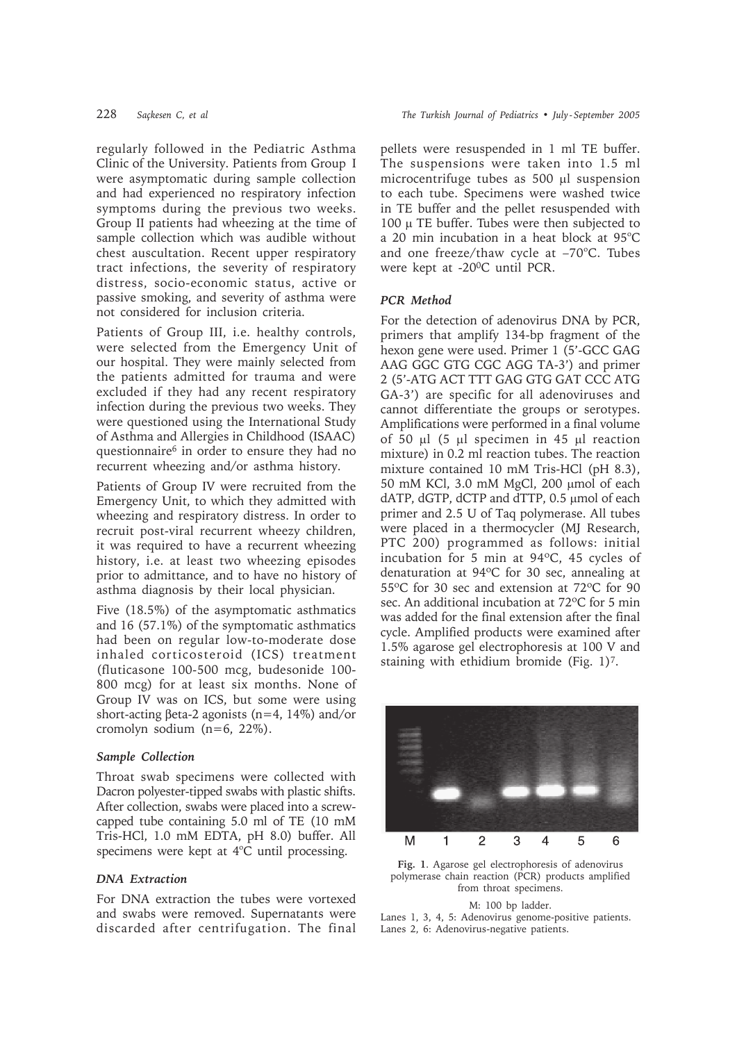regularly followed in the Pediatric Asthma Clinic of the University. Patients from Group I were asymptomatic during sample collection and had experienced no respiratory infection symptoms during the previous two weeks. Group II patients had wheezing at the time of sample collection which was audible without chest auscultation. Recent upper respiratory tract infections, the severity of respiratory distress, socio-economic status, active or passive smoking, and severity of asthma were not considered for inclusion criteria.

Patients of Group III, i.e. healthy controls, were selected from the Emergency Unit of our hospital. They were mainly selected from the patients admitted for trauma and were excluded if they had any recent respiratory infection during the previous two weeks. They were questioned using the International Study of Asthma and Allergies in Childhood (ISAAC) questionnaire[6] in order to ensure they had no recurrent wheezing and/or asthma history.

Patients of Group IV were recruited from the Emergency Unit, to which they admitted with wheezing and respiratory distress. In order to recruit post-viral recurrent wheezy children, it was required to have a recurrent wheezing history, i.e. at least two wheezing episodes prior to admittance, and to have no history of asthma diagnosis by their local physician.

Five (18.5%) of the asymptomatic asthmatics and 16 (57.1%) of the symptomatic asthmatics had been on regular low-to-moderate dose inhaled corticosteroid (ICS) treatment (fluticasone 100-500 mcg, budesonide 100-800 mcg) for at least six months. None of Group IV was on ICS, but some were using short-acting βeta-2 agonists (n=4, 14%) and/or cromolyn sodium (n=6, 22%).

### *Sample Collection*

Throat swab specimens were collected with Dacron polyester-tipped swabs with plastic shifts. After collection, swabs were placed into a screw-capped tube containing 5.0 ml of TE (10 mM Tris-HCl, 1.0 mM EDTA, pH 8.0) buffer. All specimens were kept at 4°C until processing.

### *DNA Extraction*

For DNA extraction the tubes were vortexed and swabs were removed. Supernatants were discarded after centrifugation. The final pellets were resuspended in 1 ml TE buffer. The suspensions were taken into 1.5 ml microcentrifuge tubes as 500 μl suspension to each tube. Specimens were washed twice in TE buffer and the pellet resuspended with 100 μ TE buffer. Tubes were then subjected to a 20 min incubation in a heat block at 95°C and one freeze/thaw cycle at –70°C. Tubes were kept at -20°C until PCR.

### *PCR Method*

For the detection of adenovirus DNA by PCR, primers that amplify 134-bp fragment of the hexon gene were used. Primer 1 (5'-GCC GAG AAG GGC GTG CGC AGG TA-3') and primer 2 (5'-ATG ACT TTT GAG GTG GAT CCC ATG GA-3') are specific for all adenoviruses and cannot differentiate the groups or serotypes. Amplifications were performed in a final volume of 50 μl (5 μl specimen in 45 μl reaction mixture) in 0.2 ml reaction tubes. The reaction mixture contained 10 mM Tris-HCl (pH 8.3), 50 mM KCl, 3.0 mM MgCl, 200 μmol of each dATP, dGTP, dCTP and dTTP, 0.5 μmol of each primer and 2.5 U of Taq polymerase. All tubes were placed in a thermocycler (MJ Research, PTC 200) programmed as follows: initial incubation for 5 min at 94°C, 45 cycles of denaturation at 94°C for 30 sec, annealing at 55°C for 30 sec and extension at 72°C for 90 sec. An additional incubation at 72°C for 5 min was added for the final extension after the final cycle. Amplified products were examined after 1.5% agarose gel electrophoresis at 100 V and staining with ethidium bromide (Fig. 1)[7].

M 1 2 3 4 5 6

**Fig. 1**. Agarose gel electrophoresis of adenovirus polymerase chain reaction (PCR) products amplified from throat specimens.

M: 100 bp ladder.
Lanes 1, 3, 4, 5: Adenovirus genome-positive patients.
Lanes 2, 6: Adenovirus-negative patients.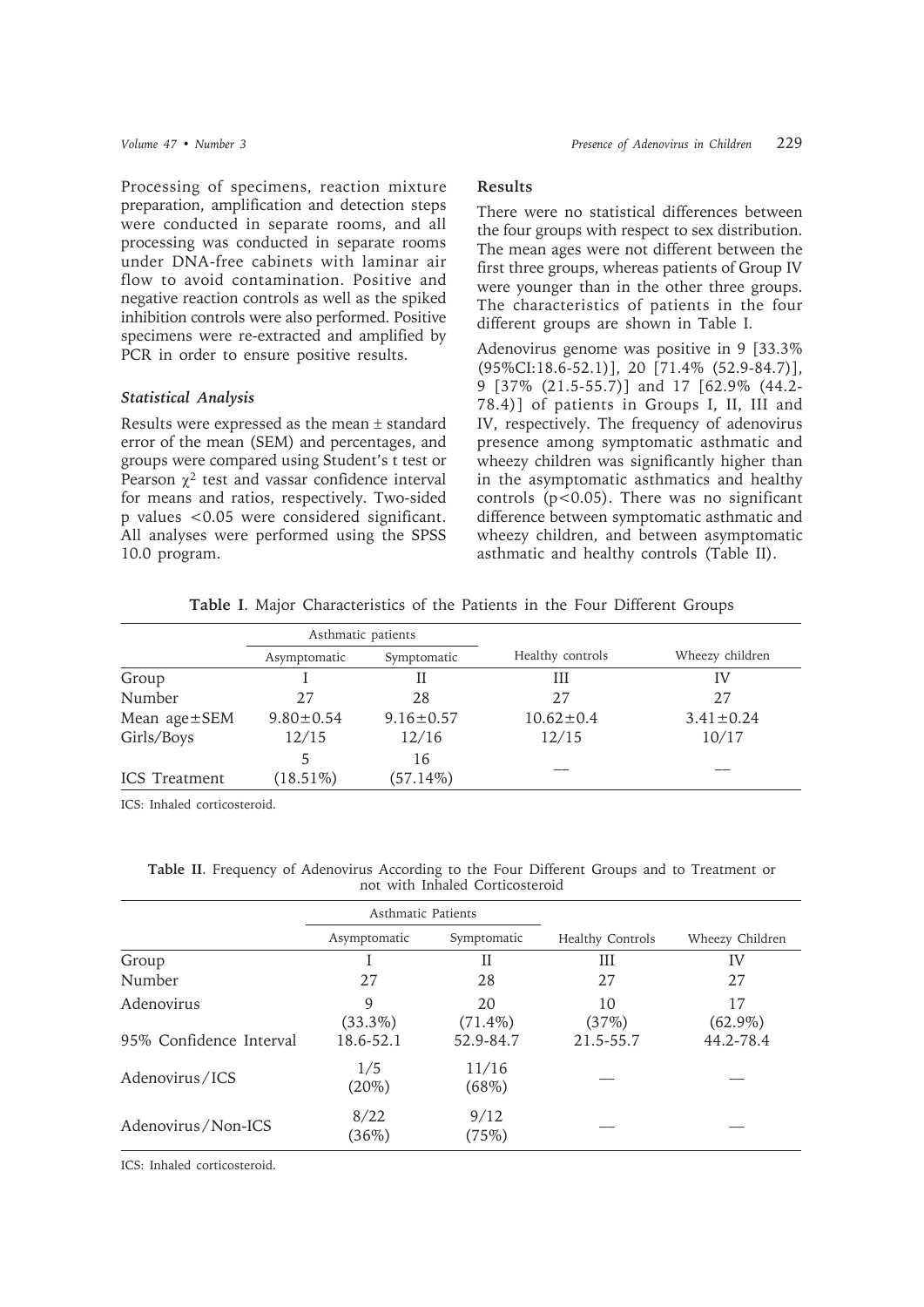Processing of specimens, reaction mixture preparation, amplification and detection steps were conducted in separate rooms, and all processing was conducted in separate rooms under DNA-free cabinets with laminar air flow to avoid contamination. Positive and negative reaction controls as well as the spiked inhibition controls were also performed. Positive specimens were re-extracted and amplified by PCR in order to ensure positive results.

### *Statistical Analysis*

Results were expressed as the mean ± standard error of the mean (SEM) and percentages, and groups were compared using Student's t test or Pearson $\chi^2$ test and vassar confidence interval for means and ratios, respectively. Two-sided p values <0.05 were considered significant. All analyses were performed using the SPSS 10.0 program.

## Results

There were no statistical differences between the four groups with respect to sex distribution. The mean ages were not different between the first three groups, whereas patients of Group IV were younger than in the other three groups. The characteristics of patients in the four different groups are shown in Table I.

Adenovirus genome was positive in 9 [33.3% (95%CI:18.6-52.1)], 20 [71.4% (52.9-84.7)], 9 [37% (21.5-55.7)] and 17 [62.9% (44.2-78.4)] of patients in Groups I, II, III and IV, respectively. The frequency of adenovirus presence among symptomatic asthmatic and wheezy children was significantly higher than in the asymptomatic asthmatics and healthy controls ($p<0.05$). There was no significant difference between symptomatic asthmatic and wheezy children, and between asymptomatic asthmatic and healthy controls (Table II).

**Table I**. Major Characteristics of the Patients in the Four Different Groups

| | Asthmatic patients | | Healthy controls | Wheezy children |
|---|---|---|---|---|
| | Asymptomatic | Symptomatic | | |
| Group | I | II | III | IV |
| Number | 27 | 28 | 27 | 27 |
| Mean age±SEM | 9.80±0.54 | 9.16±0.57 | 10.62±0.4 | 3.41±0.24 |
| Girls/Boys | 12/15 | 12/16 | 12/15 | 10/17 |
| ICS Treatment | 5 (18.51%) | 16 (57.14%) | — | — |

ICS: Inhaled corticosteroid.

**Table II**. Frequency of Adenovirus According to the Four Different Groups and to Treatment or not with Inhaled Corticosteroid

| | Asthmatic Patients | | Healthy Controls | Wheezy Children |
|---|---|---|---|---|
| | Asymptomatic | Symptomatic | | |
| Group | I | II | III | IV |
| Number | 27 | 28 | 27 | 27 |
| Adenovirus | 9 (33.3%) | 20 (71.4%) | 10 (37%) | 17 (62.9%) |
| 95% Confidence Interval | 18.6-52.1 | 52.9-84.7 | 21.5-55.7 | 44.2-78.4 |
| Adenovirus/ICS | 1/5 (20%) | 11/16 (68%) | — | — |
| Adenovirus/Non-ICS | 8/22 (36%) | 9/12 (75%) | — | — |

ICS: Inhaled corticosteroid.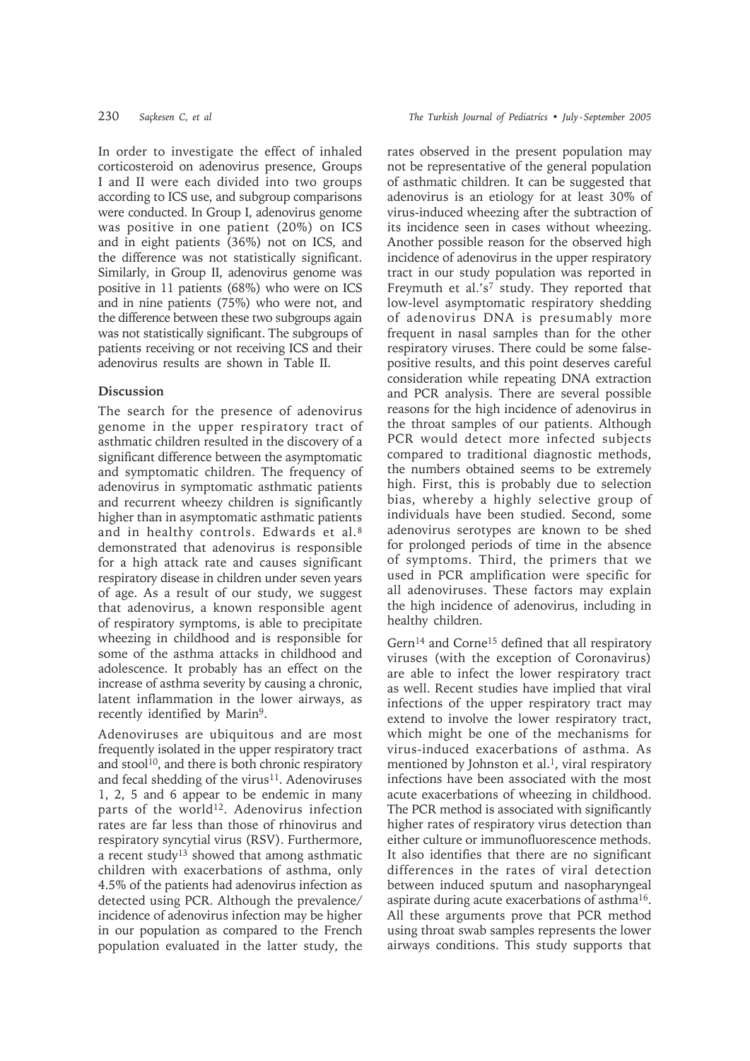In order to investigate the effect of inhaled corticosteroid on adenovirus presence, Groups I and II were each divided into two groups according to ICS use, and subgroup comparisons were conducted. In Group I, adenovirus genome was positive in one patient (20%) on ICS and in eight patients (36%) not on ICS, and the difference was not statistically significant. Similarly, in Group II, adenovirus genome was positive in 11 patients (68%) who were on ICS and in nine patients (75%) who were not, and the difference between these two subgroups again was not statistically significant. The subgroups of patients receiving or not receiving ICS and their adenovirus results are shown in Table II.

## Discussion

The search for the presence of adenovirus genome in the upper respiratory tract of asthmatic children resulted in the discovery of a significant difference between the asymptomatic and symptomatic children. The frequency of adenovirus in symptomatic asthmatic patients and recurrent wheezy children is significantly higher than in asymptomatic asthmatic patients and in healthy controls. Edwards et al.[8] demonstrated that adenovirus is responsible for a high attack rate and causes significant respiratory disease in children under seven years of age. As a result of our study, we suggest that adenovirus, a known responsible agent of respiratory symptoms, is able to precipitate wheezing in childhood and is responsible for some of the asthma attacks in childhood and adolescence. It probably has an effect on the increase of asthma severity by causing a chronic, latent inflammation in the lower airways, as recently identified by Marin[9].

Adenoviruses are ubiquitous and are most frequently isolated in the upper respiratory tract and stool[10], and there is both chronic respiratory and fecal shedding of the virus[11]. Adenoviruses 1, 2, 5 and 6 appear to be endemic in many parts of the world[12]. Adenovirus infection rates are far less than those of rhinovirus and respiratory syncytial virus (RSV). Furthermore, a recent study[13] showed that among asthmatic children with exacerbations of asthma, only 4.5% of the patients had adenovirus infection as detected using PCR. Although the prevalence/incidence of adenovirus infection may be higher in our population as compared to the French population evaluated in the latter study, the rates observed in the present population may not be representative of the general population of asthmatic children. It can be suggested that adenovirus is an etiology for at least 30% of virus-induced wheezing after the subtraction of its incidence seen in cases without wheezing. Another possible reason for the observed high incidence of adenovirus in the upper respiratory tract in our study population was reported in Freymuth et al.'s[7] study. They reported that low-level asymptomatic respiratory shedding of adenovirus DNA is presumably more frequent in nasal samples than for the other respiratory viruses. There could be some false-positive results, and this point deserves careful consideration while repeating DNA extraction and PCR analysis. There are several possible reasons for the high incidence of adenovirus in the throat samples of our patients. Although PCR would detect more infected subjects compared to traditional diagnostic methods, the numbers obtained seems to be extremely high. First, this is probably due to selection bias, whereby a highly selective group of individuals have been studied. Second, some adenovirus serotypes are known to be shed for prolonged periods of time in the absence of symptoms. Third, the primers that we used in PCR amplification were specific for all adenoviruses. These factors may explain the high incidence of adenovirus, including in healthy children.

Gern[14] and Corne[15] defined that all respiratory viruses (with the exception of Coronavirus) are able to infect the lower respiratory tract as well. Recent studies have implied that viral infections of the upper respiratory tract may extend to involve the lower respiratory tract, which might be one of the mechanisms for virus-induced exacerbations of asthma. As mentioned by Johnston et al.[1], viral respiratory infections have been associated with the most acute exacerbations of wheezing in childhood. The PCR method is associated with significantly higher rates of respiratory virus detection than either culture or immunofluorescence methods. It also identifies that there are no significant differences in the rates of viral detection between induced sputum and nasopharyngeal aspirate during acute exacerbations of asthma[16]. All these arguments prove that PCR method using throat swab samples represents the lower airways conditions. This study supports that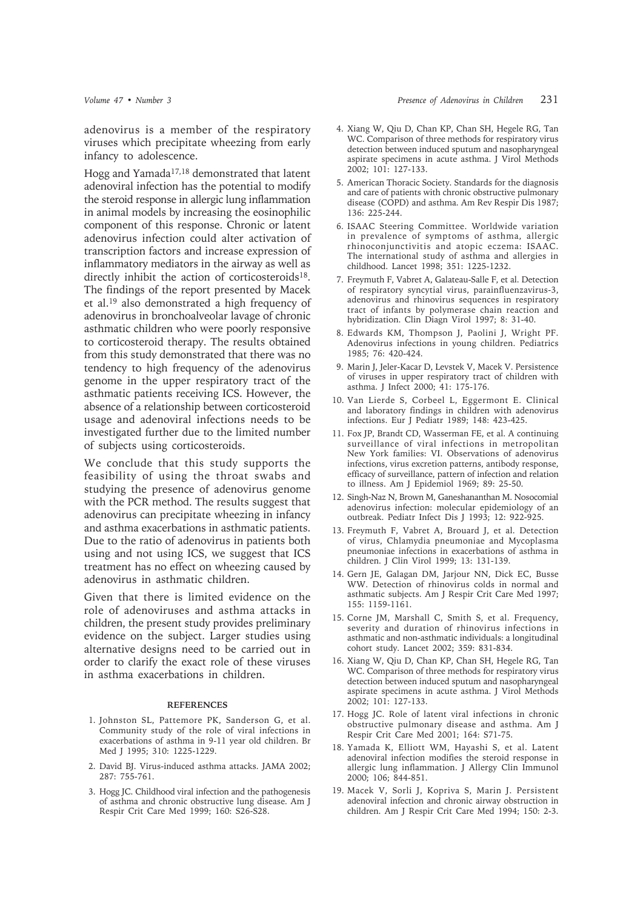adenovirus is a member of the respiratory viruses which precipitate wheezing from early infancy to adolescence.

Hogg and Yamada[17,18] demonstrated that latent adenoviral infection has the potential to modify the steroid response in allergic lung inflammation in animal models by increasing the eosinophilic component of this response. Chronic or latent adenovirus infection could alter activation of transcription factors and increase expression of inflammatory mediators in the airway as well as directly inhibit the action of corticosteroids[18]. The findings of the report presented by Macek et al.[19] also demonstrated a high frequency of adenovirus in bronchoalveolar lavage of chronic asthmatic children who were poorly responsive to corticosteroid therapy. The results obtained from this study demonstrated that there was no tendency to high frequency of the adenovirus genome in the upper respiratory tract of the asthmatic patients receiving ICS. However, the absence of a relationship between corticosteroid usage and adenoviral infections needs to be investigated further due to the limited number of subjects using corticosteroids.

We conclude that this study supports the feasibility of using the throat swabs and studying the presence of adenovirus genome with the PCR method. The results suggest that adenovirus can precipitate wheezing in infancy and asthma exacerbations in asthmatic patients. Due to the ratio of adenovirus in patients both using and not using ICS, we suggest that ICS treatment has no effect on wheezing caused by adenovirus in asthmatic children.

Given that there is limited evidence on the role of adenoviruses and asthma attacks in children, the present study provides preliminary evidence on the subject. Larger studies using alternative designs need to be carried out in order to clarify the exact role of these viruses in asthma exacerbations in children.

## REFERENCES

1. Johnston SL, Pattemore PK, Sanderson G, et al. Community study of the role of viral infections in exacerbations of asthma in 9-11 year old children. Br Med J 1995; 310: 1225-1229.
2. David BJ. Virus-induced asthma attacks. JAMA 2002; 287: 755-761.
3. Hogg JC. Childhood viral infection and the pathogenesis of asthma and chronic obstructive lung disease. Am J Respir Crit Care Med 1999; 160: S26-S28.
4. Xiang W, Qiu D, Chan KP, Chan SH, Hegele RG, Tan WC. Comparison of three methods for respiratory virus detection between induced sputum and nasopharyngeal aspirate specimens in acute asthma. J Virol Methods 2002; 101: 127-133.
5. American Thoracic Society. Standards for the diagnosis and care of patients with chronic obstructive pulmonary disease (COPD) and asthma. Am Rev Respir Dis 1987; 136: 225-244.
6. ISAAC Steering Committee. Worldwide variation in prevalence of symptoms of asthma, allergic rhinoconjunctivitis and atopic eczema: ISAAC. The international study of asthma and allergies in childhood. Lancet 1998; 351: 1225-1232.
7. Freymuth F, Vabret A, Galateau-Salle F, et al. Detection of respiratory syncytial virus, parainfluenzavirus-3, adenovirus and rhinovirus sequences in respiratory tract of infants by polymerase chain reaction and hybridization. Clin Diagn Virol 1997; 8: 31-40.
8. Edwards KM, Thompson J, Paolini J, Wright PF. Adenovirus infections in young children. Pediatrics 1985; 76: 420-424.
9. Marin J, Jeler-Kacar D, Levstek V, Macek V. Persistence of viruses in upper respiratory tract of children with asthma. J Infect 2000; 41: 175-176.
10. Van Lierde S, Corbeel L, Eggermont E. Clinical and laboratory findings in children with adenovirus infections. Eur J Pediatr 1989; 148: 423-425.
11. Fox JP, Brandt CD, Wasserman FE, et al. A continuing surveillance of viral infections in metropolitan New York families: VI. Observations of adenovirus infections, virus excretion patterns, antibody response, efficacy of surveillance, pattern of infection and relation to illness. Am J Epidemiol 1969; 89: 25-50.
12. Singh-Naz N, Brown M, Ganeshananthan M. Nosocomial adenovirus infection: molecular epidemiology of an outbreak. Pediatr Infect Dis J 1993; 12: 922-925.
13. Freymuth F, Vabret A, Brouard J, et al. Detection of virus, Chlamydia pneumoniae and Mycoplasma pneumoniae infections in exacerbations of asthma in children. J Clin Virol 1999; 13: 131-139.
14. Gern JE, Galagan DM, Jarjour NN, Dick EC, Busse WW. Detection of rhinovirus colds in normal and asthmatic subjects. Am J Respir Crit Care Med 1997; 155: 1159-1161.
15. Corne JM, Marshall C, Smith S, et al. Frequency, severity and duration of rhinovirus infections in asthmatic and non-asthmatic individuals: a longitudinal cohort study. Lancet 2002; 359: 831-834.
16. Xiang W, Qiu D, Chan KP, Chan SH, Hegele RG, Tan WC. Comparison of three methods for respiratory virus detection between induced sputum and nasopharyngeal aspirate specimens in acute asthma. J Virol Methods 2002; 101: 127-133.
17. Hogg JC. Role of latent viral infections in chronic obstructive pulmonary disease and asthma. Am J Respir Crit Care Med 2001; 164: S71-75.
18. Yamada K, Elliott WM, Hayashi S, et al. Latent adenoviral infection modifies the steroid response in allergic lung inflammation. J Allergy Clin Immunol 2000; 106; 844-851.
19. Macek V, Sorli J, Kopriva S, Marin J. Persistent adenoviral infection and chronic airway obstruction in children. Am J Respir Crit Care Med 1994; 150: 2-3.